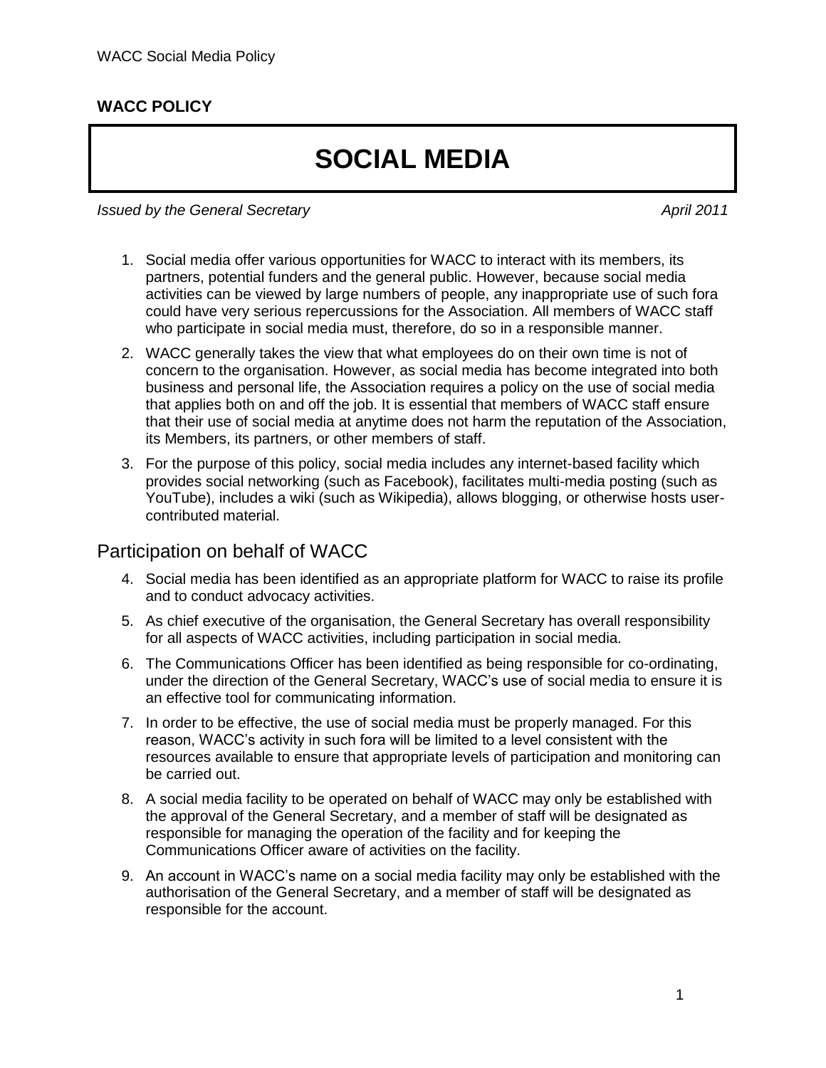**WACC POLICY**

# SOCIAL MEDIA

*Issued by the General Secretary* *April 2011*

1. Social media offer various opportunities for WACC to interact with its members, its partners, potential funders and the general public. However, because social media activities can be viewed by large numbers of people, any inappropriate use of such fora could have very serious repercussions for the Association. All members of WACC staff who participate in social media must, therefore, do so in a responsible manner.
2. WACC generally takes the view that what employees do on their own time is not of concern to the organisation. However, as social media has become integrated into both business and personal life, the Association requires a policy on the use of social media that applies both on and off the job. It is essential that members of WACC staff ensure that their use of social media at anytime does not harm the reputation of the Association, its Members, its partners, or other members of staff.
3. For the purpose of this policy, social media includes any internet-based facility which provides social networking (such as Facebook), facilitates multi-media posting (such as YouTube), includes a wiki (such as Wikipedia), allows blogging, or otherwise hosts user-contributed material.

## Participation on behalf of WACC

4. Social media has been identified as an appropriate platform for WACC to raise its profile and to conduct advocacy activities.
5. As chief executive of the organisation, the General Secretary has overall responsibility for all aspects of WACC activities, including participation in social media.
6. The Communications Officer has been identified as being responsible for co-ordinating, under the direction of the General Secretary, WACC's use of social media to ensure it is an effective tool for communicating information.
7. In order to be effective, the use of social media must be properly managed. For this reason, WACC's activity in such fora will be limited to a level consistent with the resources available to ensure that appropriate levels of participation and monitoring can be carried out.
8. A social media facility to be operated on behalf of WACC may only be established with the approval of the General Secretary, and a member of staff will be designated as responsible for managing the operation of the facility and for keeping the Communications Officer aware of activities on the facility.
9. An account in WACC's name on a social media facility may only be established with the authorisation of the General Secretary, and a member of staff will be designated as responsible for the account.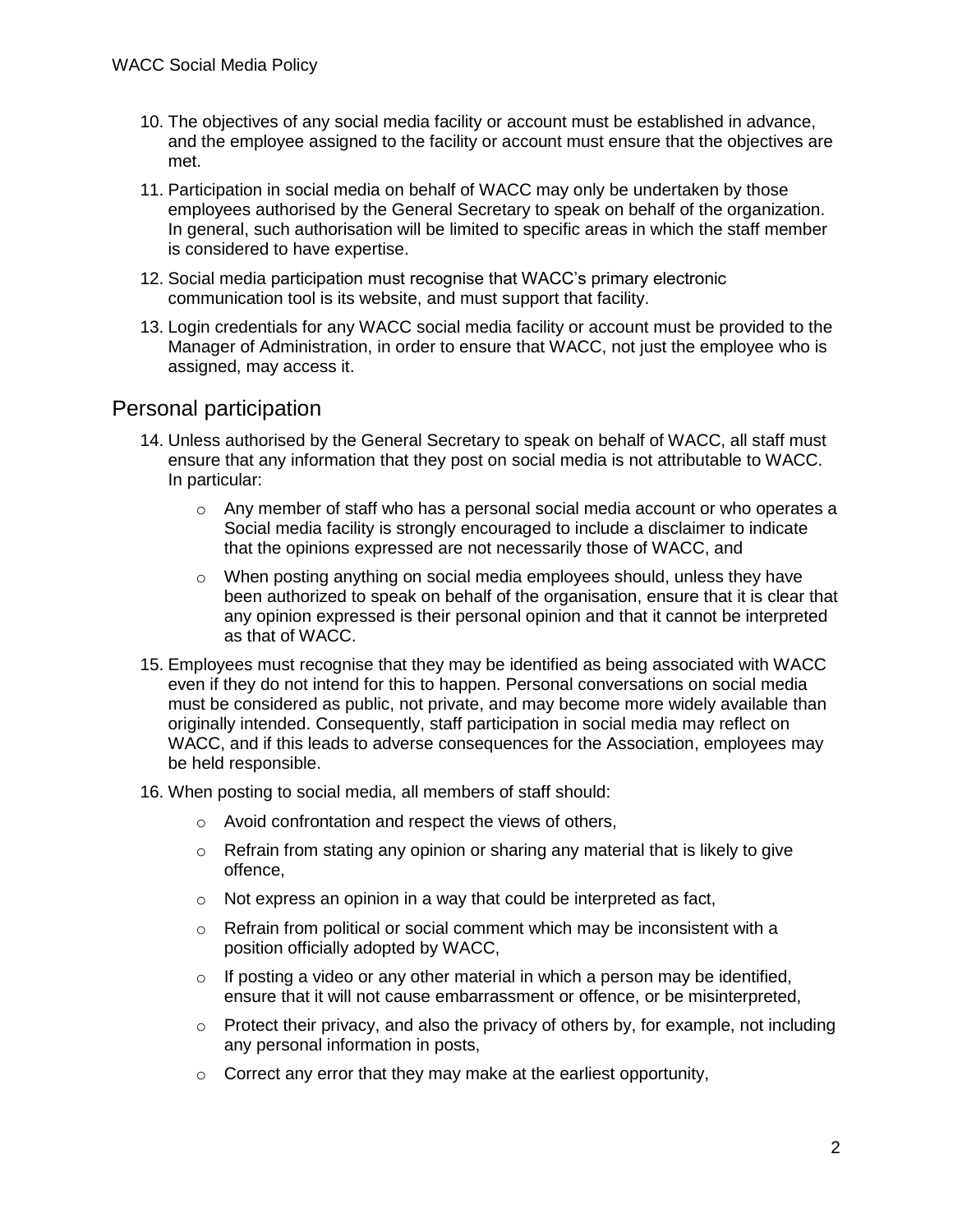10. The objectives of any social media facility or account must be established in advance, and the employee assigned to the facility or account must ensure that the objectives are met.
11. Participation in social media on behalf of WACC may only be undertaken by those employees authorised by the General Secretary to speak on behalf of the organization. In general, such authorisation will be limited to specific areas in which the staff member is considered to have expertise.
12. Social media participation must recognise that WACC's primary electronic communication tool is its website, and must support that facility.
13. Login credentials for any WACC social media facility or account must be provided to the Manager of Administration, in order to ensure that WACC, not just the employee who is assigned, may access it.

## Personal participation

14. Unless authorised by the General Secretary to speak on behalf of WACC, all staff must ensure that any information that they post on social media is not attributable to WACC. In particular:
    - Any member of staff who has a personal social media account or who operates a Social media facility is strongly encouraged to include a disclaimer to indicate that the opinions expressed are not necessarily those of WACC, and
    - When posting anything on social media employees should, unless they have been authorized to speak on behalf of the organisation, ensure that it is clear that any opinion expressed is their personal opinion and that it cannot be interpreted as that of WACC.
15. Employees must recognise that they may be identified as being associated with WACC even if they do not intend for this to happen. Personal conversations on social media must be considered as public, not private, and may become more widely available than originally intended. Consequently, staff participation in social media may reflect on WACC, and if this leads to adverse consequences for the Association, employees may be held responsible.
16. When posting to social media, all members of staff should:
    - Avoid confrontation and respect the views of others,
    - Refrain from stating any opinion or sharing any material that is likely to give offence,
    - Not express an opinion in a way that could be interpreted as fact,
    - Refrain from political or social comment which may be inconsistent with a position officially adopted by WACC,
    - If posting a video or any other material in which a person may be identified, ensure that it will not cause embarrassment or offence, or be misinterpreted,
    - Protect their privacy, and also the privacy of others by, for example, not including any personal information in posts,
    - Correct any error that they may make at the earliest opportunity,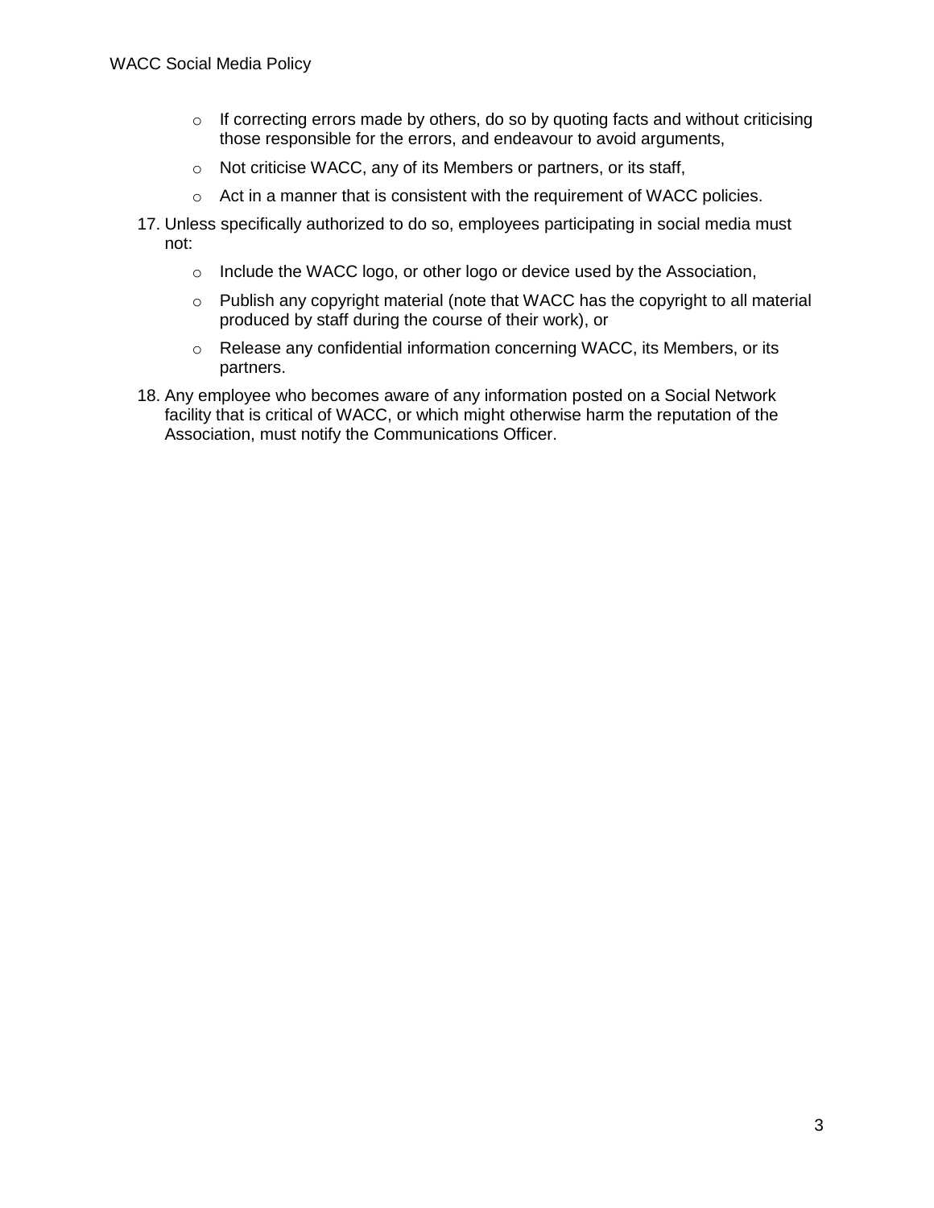- If correcting errors made by others, do so by quoting facts and without criticising those responsible for the errors, and endeavour to avoid arguments,
  - Not criticise WACC, any of its Members or partners, or its staff,
  - Act in a manner that is consistent with the requirement of WACC policies.

17. Unless specifically authorized to do so, employees participating in social media must not:
    - Include the WACC logo, or other logo or device used by the Association,
    - Publish any copyright material (note that WACC has the copyright to all material produced by staff during the course of their work), or
    - Release any confidential information concerning WACC, its Members, or its partners.
18. Any employee who becomes aware of any information posted on a Social Network facility that is critical of WACC, or which might otherwise harm the reputation of the Association, must notify the Communications Officer.